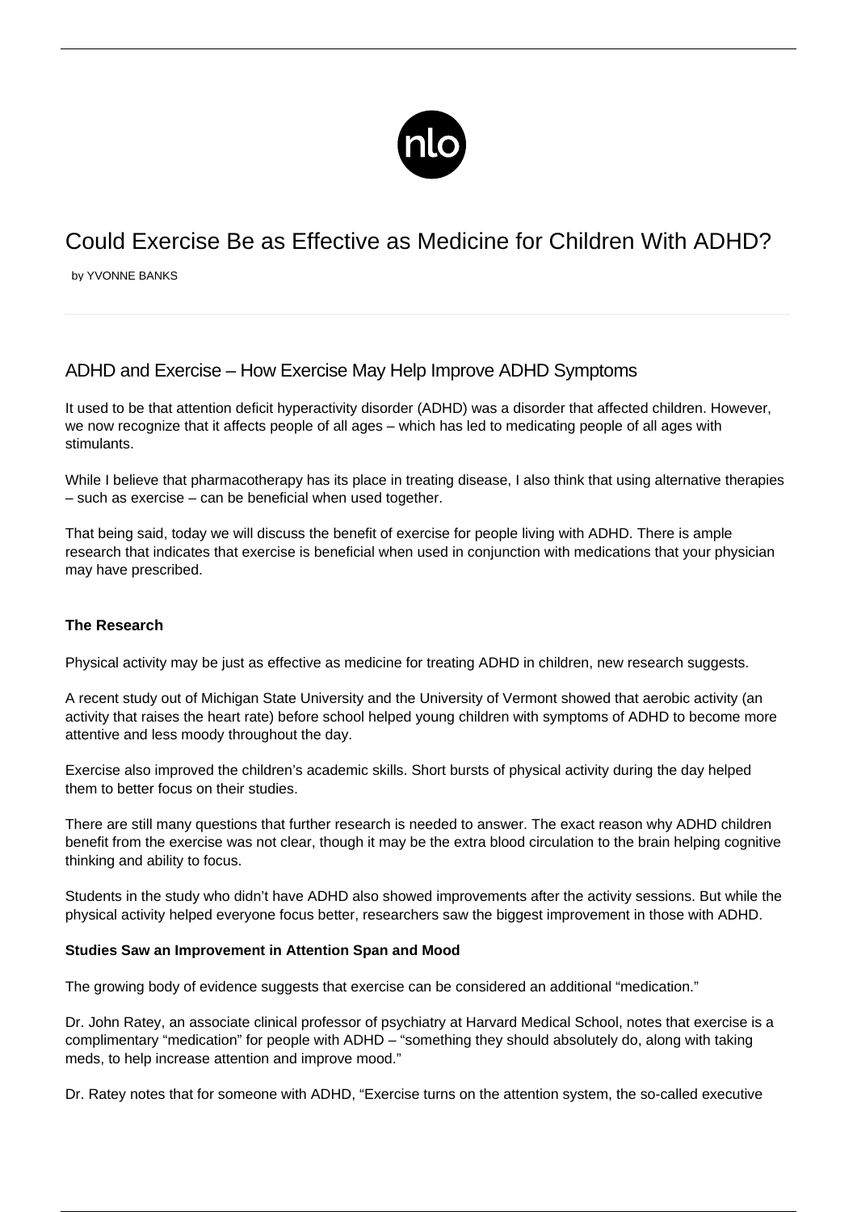# Could Exercise Be as Effective as Medicine for Children With ADHD?

by YVONNE BANKS

## ADHD and Exercise – How Exercise May Help Improve ADHD Symptoms

It used to be that attention deficit hyperactivity disorder (ADHD) was a disorder that affected children. However, we now recognize that it affects people of all ages – which has led to medicating people of all ages with stimulants.

While I believe that pharmacotherapy has its place in treating disease, I also think that using alternative therapies – such as exercise – can be beneficial when used together.

That being said, today we will discuss the benefit of exercise for people living with ADHD. There is ample research that indicates that exercise is beneficial when used in conjunction with medications that your physician may have prescribed.

### The Research

Physical activity may be just as effective as medicine for treating ADHD in children, new research suggests.

A recent study out of Michigan State University and the University of Vermont showed that aerobic activity (an activity that raises the heart rate) before school helped young children with symptoms of ADHD to become more attentive and less moody throughout the day.

Exercise also improved the children's academic skills. Short bursts of physical activity during the day helped them to better focus on their studies.

There are still many questions that further research is needed to answer. The exact reason why ADHD children benefit from the exercise was not clear, though it may be the extra blood circulation to the brain helping cognitive thinking and ability to focus.

Students in the study who didn't have ADHD also showed improvements after the activity sessions. But while the physical activity helped everyone focus better, researchers saw the biggest improvement in those with ADHD.

### Studies Saw an Improvement in Attention Span and Mood

The growing body of evidence suggests that exercise can be considered an additional "medication."

Dr. John Ratey, an associate clinical professor of psychiatry at Harvard Medical School, notes that exercise is a complimentary "medication" for people with ADHD – "something they should absolutely do, along with taking meds, to help increase attention and improve mood."

Dr. Ratey notes that for someone with ADHD, "Exercise turns on the attention system, the so-called executive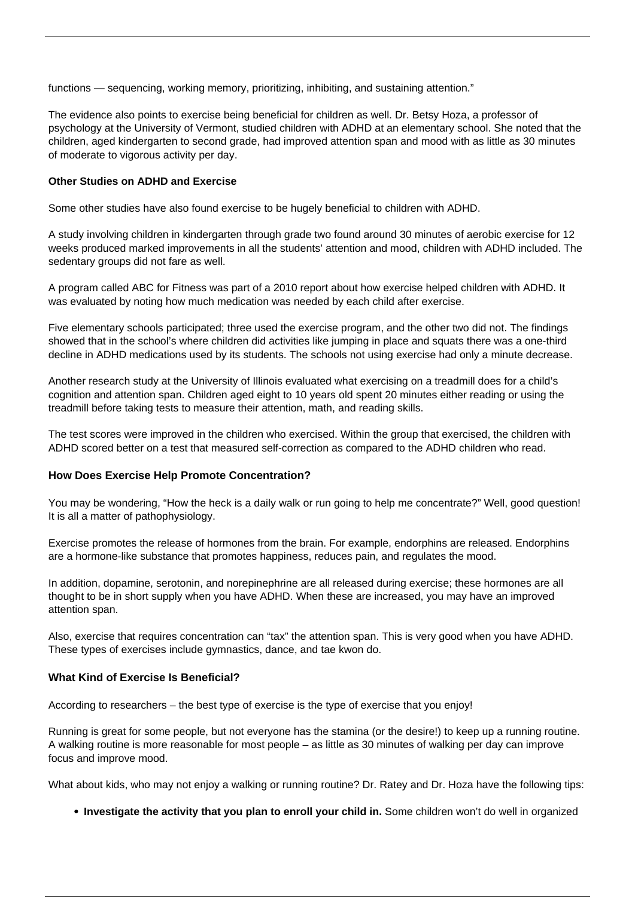functions — sequencing, working memory, prioritizing, inhibiting, and sustaining attention."

The evidence also points to exercise being beneficial for children as well. Dr. Betsy Hoza, a professor of psychology at the University of Vermont, studied children with ADHD at an elementary school. She noted that the children, aged kindergarten to second grade, had improved attention span and mood with as little as 30 minutes of moderate to vigorous activity per day.

**Other Studies on ADHD and Exercise**

Some other studies have also found exercise to be hugely beneficial to children with ADHD.

A study involving children in kindergarten through grade two found around 30 minutes of aerobic exercise for 12 weeks produced marked improvements in all the students' attention and mood, children with ADHD included. The sedentary groups did not fare as well.

A program called ABC for Fitness was part of a 2010 report about how exercise helped children with ADHD. It was evaluated by noting how much medication was needed by each child after exercise.

Five elementary schools participated; three used the exercise program, and the other two did not. The findings showed that in the school's where children did activities like jumping in place and squats there was a one-third decline in ADHD medications used by its students. The schools not using exercise had only a minute decrease.

Another research study at the University of Illinois evaluated what exercising on a treadmill does for a child's cognition and attention span. Children aged eight to 10 years old spent 20 minutes either reading or using the treadmill before taking tests to measure their attention, math, and reading skills.

The test scores were improved in the children who exercised. Within the group that exercised, the children with ADHD scored better on a test that measured self-correction as compared to the ADHD children who read.

**How Does Exercise Help Promote Concentration?**

You may be wondering, "How the heck is a daily walk or run going to help me concentrate?" Well, good question! It is all a matter of pathophysiology.

Exercise promotes the release of hormones from the brain. For example, endorphins are released. Endorphins are a hormone-like substance that promotes happiness, reduces pain, and regulates the mood.

In addition, dopamine, serotonin, and norepinephrine are all released during exercise; these hormones are all thought to be in short supply when you have ADHD. When these are increased, you may have an improved attention span.

Also, exercise that requires concentration can "tax" the attention span. This is very good when you have ADHD. These types of exercises include gymnastics, dance, and tae kwon do.

**What Kind of Exercise Is Beneficial?**

According to researchers – the best type of exercise is the type of exercise that you enjoy!

Running is great for some people, but not everyone has the stamina (or the desire!) to keep up a running routine. A walking routine is more reasonable for most people – as little as 30 minutes of walking per day can improve focus and improve mood.

What about kids, who may not enjoy a walking or running routine? Dr. Ratey and Dr. Hoza have the following tips:

- **Investigate the activity that you plan to enroll your child in.** Some children won't do well in organized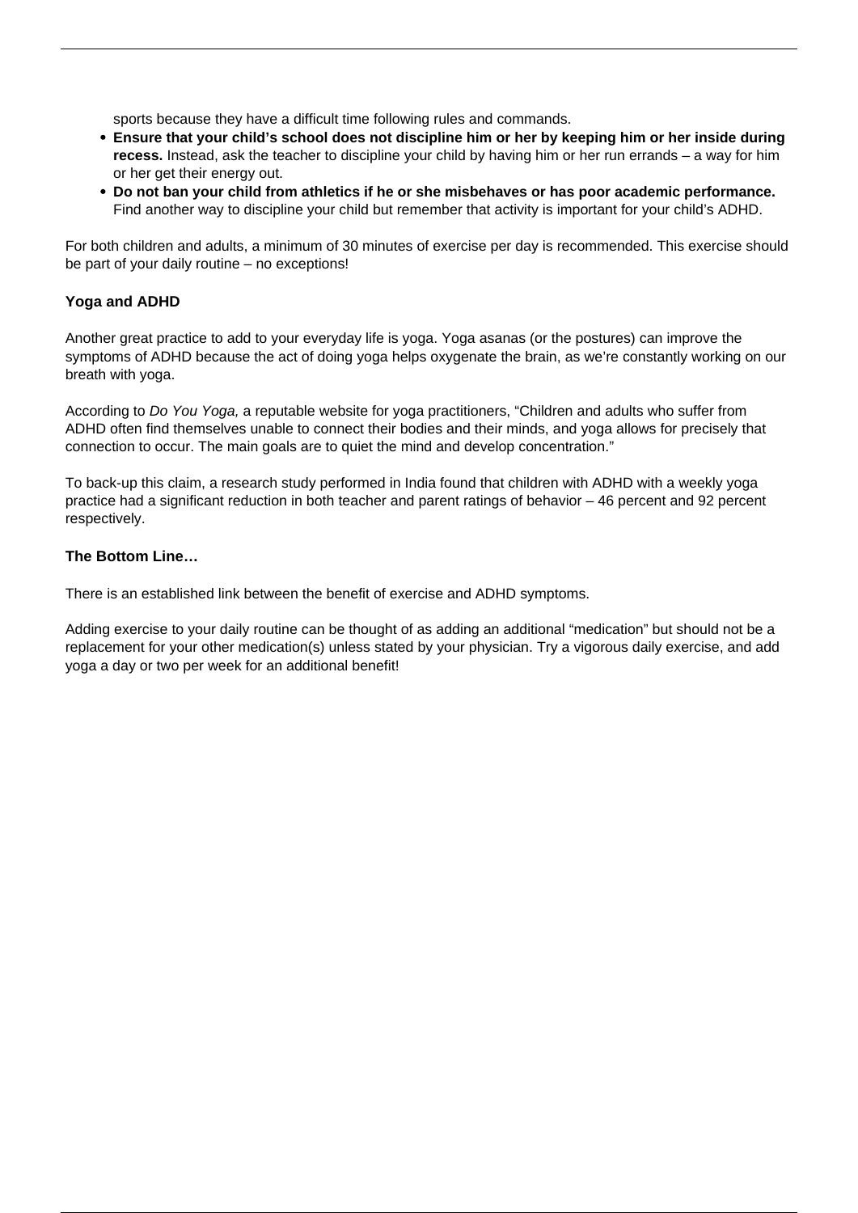sports because they have a difficult time following rules and commands.

- **Ensure that your child's school does not discipline him or her by keeping him or her inside during recess.** Instead, ask the teacher to discipline your child by having him or her run errands – a way for him or her get their energy out.
- **Do not ban your child from athletics if he or she misbehaves or has poor academic performance.** Find another way to discipline your child but remember that activity is important for your child's ADHD.

For both children and adults, a minimum of 30 minutes of exercise per day is recommended. This exercise should be part of your daily routine – no exceptions!

**Yoga and ADHD**

Another great practice to add to your everyday life is yoga. Yoga asanas (or the postures) can improve the symptoms of ADHD because the act of doing yoga helps oxygenate the brain, as we're constantly working on our breath with yoga.

According to *Do You Yoga,* a reputable website for yoga practitioners, "Children and adults who suffer from ADHD often find themselves unable to connect their bodies and their minds, and yoga allows for precisely that connection to occur. The main goals are to quiet the mind and develop concentration."

To back-up this claim, a research study performed in India found that children with ADHD with a weekly yoga practice had a significant reduction in both teacher and parent ratings of behavior – 46 percent and 92 percent respectively.

**The Bottom Line…**

There is an established link between the benefit of exercise and ADHD symptoms.

Adding exercise to your daily routine can be thought of as adding an additional "medication" but should not be a replacement for your other medication(s) unless stated by your physician. Try a vigorous daily exercise, and add yoga a day or two per week for an additional benefit!